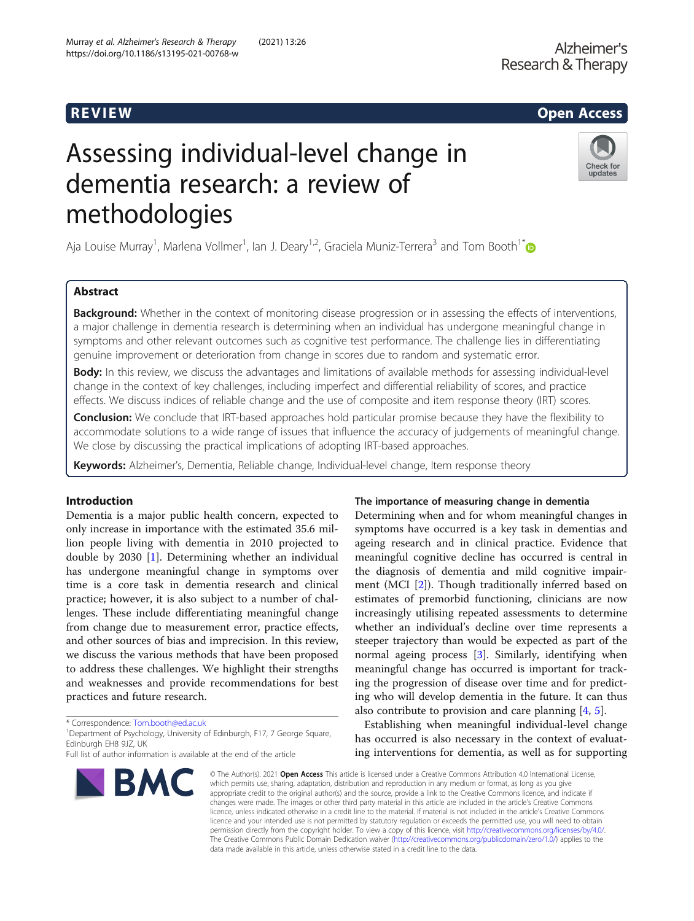REVIEW

Open Access

# Assessing individual-level change in dementia research: a review of methodologies

Aja Louise Murray[1], Marlena Vollmer[1], Ian J. Deary[1,2], Graciela Muniz-Terrera[3] and Tom Booth[1*]

## Abstract

**Background:** Whether in the context of monitoring disease progression or in assessing the effects of interventions, a major challenge in dementia research is determining when an individual has undergone meaningful change in symptoms and other relevant outcomes such as cognitive test performance. The challenge lies in differentiating genuine improvement or deterioration from change in scores due to random and systematic error.

**Body:** In this review, we discuss the advantages and limitations of available methods for assessing individual-level change in the context of key challenges, including imperfect and differential reliability of scores, and practice effects. We discuss indices of reliable change and the use of composite and item response theory (IRT) scores.

**Conclusion:** We conclude that IRT-based approaches hold particular promise because they have the flexibility to accommodate solutions to a wide range of issues that influence the accuracy of judgements of meaningful change. We close by discussing the practical implications of adopting IRT-based approaches.

**Keywords:** Alzheimer's, Dementia, Reliable change, Individual-level change, Item response theory

## Introduction

Dementia is a major public health concern, expected to only increase in importance with the estimated 35.6 million people living with dementia in 2010 projected to double by 2030 [1]. Determining whether an individual has undergone meaningful change in symptoms over time is a core task in dementia research and clinical practice; however, it is also subject to a number of challenges. These include differentiating meaningful change from change due to measurement error, practice effects, and other sources of bias and imprecision. In this review, we discuss the various methods that have been proposed to address these challenges. We highlight their strengths and weaknesses and provide recommendations for best practices and future research.

### The importance of measuring change in dementia

Determining when and for whom meaningful changes in symptoms have occurred is a key task in dementias and ageing research and in clinical practice. Evidence that meaningful cognitive decline has occurred is central in the diagnosis of dementia and mild cognitive impairment (MCI [2]). Though traditionally inferred based on estimates of premorbid functioning, clinicians are now increasingly utilising repeated assessments to determine whether an individual's decline over time represents a steeper trajectory than would be expected as part of the normal ageing process [3]. Similarly, identifying when meaningful change has occurred is important for tracking the progression of disease over time and for predicting who will develop dementia in the future. It can thus also contribute to provision and care planning [4, 5].

Establishing when meaningful individual-level change has occurred is also necessary in the context of evaluating interventions for dementia, as well as for supporting

\* Correspondence: Tom.booth@ed.ac.uk
[1]Department of Psychology, University of Edinburgh, F17, 7 George Square, Edinburgh EH8 9JZ, UK
Full list of author information is available at the end of the article

© The Author(s). 2021 **Open Access** This article is licensed under a Creative Commons Attribution 4.0 International License, which permits use, sharing, adaptation, distribution and reproduction in any medium or format, as long as you give appropriate credit to the original author(s) and the source, provide a link to the Creative Commons licence, and indicate if changes were made. The images or other third party material in this article are included in the article's Creative Commons licence, unless indicated otherwise in a credit line to the material. If material is not included in the article's Creative Commons licence and your intended use is not permitted by statutory regulation or exceeds the permitted use, you will need to obtain permission directly from the copyright holder. To view a copy of this licence, visit http://creativecommons.org/licenses/by/4.0/. The Creative Commons Public Domain Dedication waiver (http://creativecommons.org/publicdomain/zero/1.0/) applies to the data made available in this article, unless otherwise stated in a credit line to the data.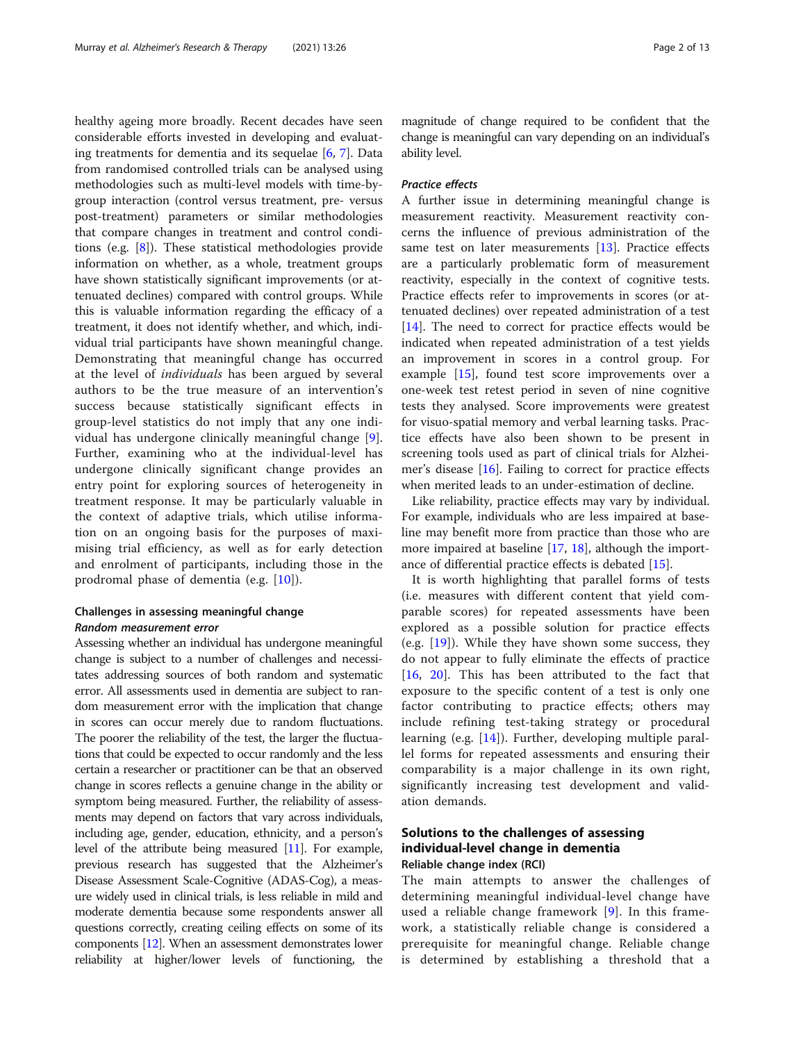healthy ageing more broadly. Recent decades have seen considerable efforts invested in developing and evaluating treatments for dementia and its sequelae [6, 7]. Data from randomised controlled trials can be analysed using methodologies such as multi-level models with time-by-group interaction (control versus treatment, pre- versus post-treatment) parameters or similar methodologies that compare changes in treatment and control conditions (e.g. [8]). These statistical methodologies provide information on whether, as a whole, treatment groups have shown statistically significant improvements (or attenuated declines) compared with control groups. While this is valuable information regarding the efficacy of a treatment, it does not identify whether, and which, individual trial participants have shown meaningful change. Demonstrating that meaningful change has occurred at the level of *individuals* has been argued by several authors to be the true measure of an intervention's success because statistically significant effects in group-level statistics do not imply that any one individual has undergone clinically meaningful change [9]. Further, examining who at the individual-level has undergone clinically significant change provides an entry point for exploring sources of heterogeneity in treatment response. It may be particularly valuable in the context of adaptive trials, which utilise information on an ongoing basis for the purposes of maximising trial efficiency, as well as for early detection and enrolment of participants, including those in the prodromal phase of dementia (e.g. [10]).

## Challenges in assessing meaningful change

### *Random measurement error*

Assessing whether an individual has undergone meaningful change is subject to a number of challenges and necessitates addressing sources of both random and systematic error. All assessments used in dementia are subject to random measurement error with the implication that change in scores can occur merely due to random fluctuations. The poorer the reliability of the test, the larger the fluctuations that could be expected to occur randomly and the less certain a researcher or practitioner can be that an observed change in scores reflects a genuine change in the ability or symptom being measured. Further, the reliability of assessments may depend on factors that vary across individuals, including age, gender, education, ethnicity, and a person's level of the attribute being measured [11]. For example, previous research has suggested that the Alzheimer's Disease Assessment Scale-Cognitive (ADAS-Cog), a measure widely used in clinical trials, is less reliable in mild and moderate dementia because some respondents answer all questions correctly, creating ceiling effects on some of its components [12]. When an assessment demonstrates lower reliability at higher/lower levels of functioning, the magnitude of change required to be confident that the change is meaningful can vary depending on an individual's ability level.

### *Practice effects*

A further issue in determining meaningful change is measurement reactivity. Measurement reactivity concerns the influence of previous administration of the same test on later measurements [13]. Practice effects are a particularly problematic form of measurement reactivity, especially in the context of cognitive tests. Practice effects refer to improvements in scores (or attenuated declines) over repeated administration of a test [14]. The need to correct for practice effects would be indicated when repeated administration of a test yields an improvement in scores in a control group. For example [15], found test score improvements over a one-week test retest period in seven of nine cognitive tests they analysed. Score improvements were greatest for visuo-spatial memory and verbal learning tasks. Practice effects have also been shown to be present in screening tools used as part of clinical trials for Alzheimer's disease [16]. Failing to correct for practice effects when merited leads to an under-estimation of decline.

Like reliability, practice effects may vary by individual. For example, individuals who are less impaired at baseline may benefit more from practice than those who are more impaired at baseline [17, 18], although the importance of differential practice effects is debated [15].

It is worth highlighting that parallel forms of tests (i.e. measures with different content that yield comparable scores) for repeated assessments have been explored as a possible solution for practice effects (e.g. [19]). While they have shown some success, they do not appear to fully eliminate the effects of practice [16, 20]. This has been attributed to the fact that exposure to the specific content of a test is only one factor contributing to practice effects; others may include refining test-taking strategy or procedural learning (e.g. [14]). Further, developing multiple parallel forms for repeated assessments and ensuring their comparability is a major challenge in its own right, significantly increasing test development and validation demands.

## Solutions to the challenges of assessing individual-level change in dementia

### Reliable change index (RCI)

The main attempts to answer the challenges of determining meaningful individual-level change have used a reliable change framework [9]. In this framework, a statistically reliable change is considered a prerequisite for meaningful change. Reliable change is determined by establishing a threshold that a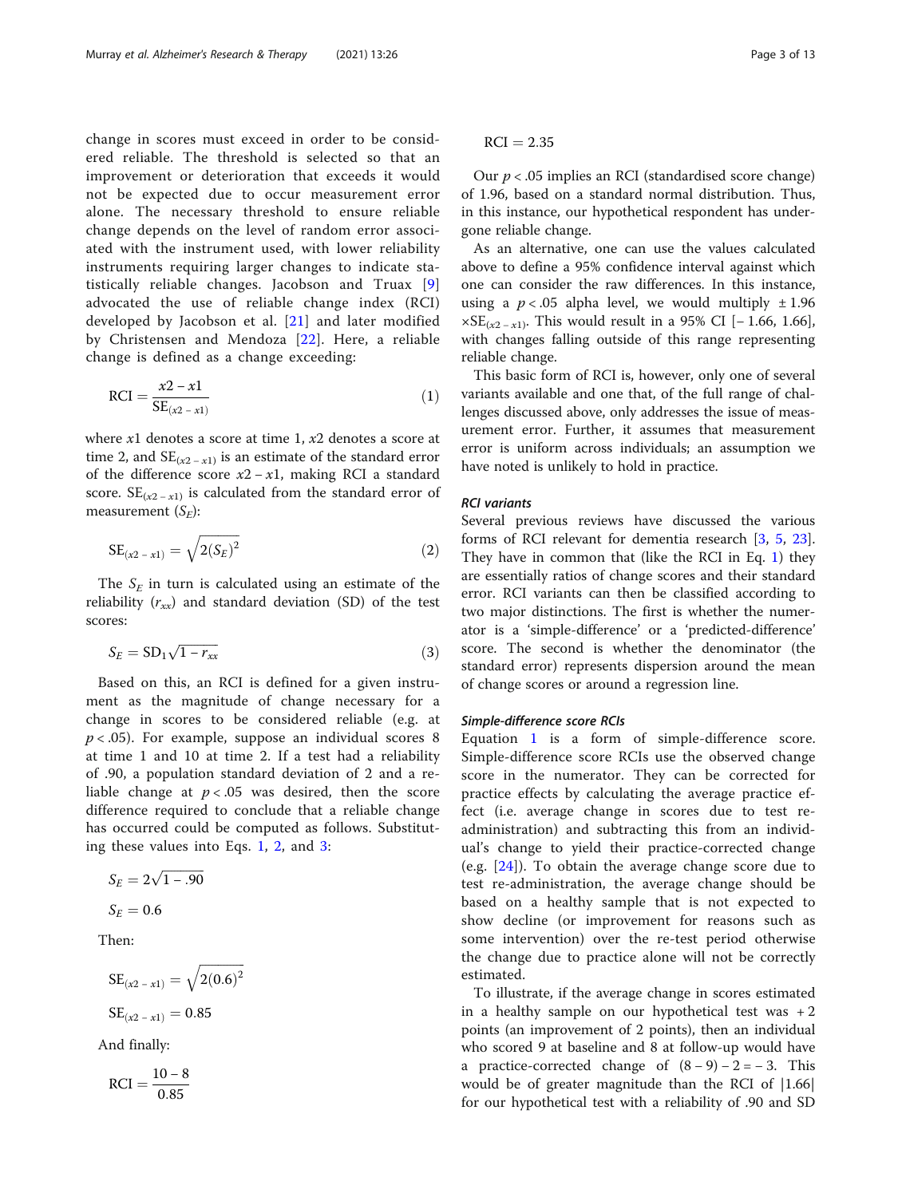change in scores must exceed in order to be considered reliable. The threshold is selected so that an improvement or deterioration that exceeds it would not be expected due to occur measurement error alone. The necessary threshold to ensure reliable change depends on the level of random error associated with the instrument used, with lower reliability instruments requiring larger changes to indicate statistically reliable changes. Jacobson and Truax [9] advocated the use of reliable change index (RCI) developed by Jacobson et al. [21] and later modified by Christensen and Mendoza [22]. Here, a reliable change is defined as a change exceeding:

$$\mathrm{RCI} = \frac{x2 - x1}{\mathrm{SE}_{(x2-x1)}} \tag{1}$$

where $x1$ denotes a score at time 1, $x2$ denotes a score at time 2, and $\mathrm{SE}_{(x2-x1)}$ is an estimate of the standard error of the difference score $x2 - x1$, making RCI a standard score. $\mathrm{SE}_{(x2-x1)}$ is calculated from the standard error of measurement ($S_E$):

$$\mathrm{SE}_{(x2-x1)} = \sqrt{2(S_E)^2} \tag{2}$$

The $S_E$ in turn is calculated using an estimate of the reliability ($r_{xx}$) and standard deviation (SD) of the test scores:

$$S_E = \mathrm{SD}_1\sqrt{1 - r_{xx}} \tag{3}$$

Based on this, an RCI is defined for a given instrument as the magnitude of change necessary for a change in scores to be considered reliable (e.g. at $p < .05$). For example, suppose an individual scores 8 at time 1 and 10 at time 2. If a test had a reliability of .90, a population standard deviation of 2 and a reliable change at $p < .05$ was desired, then the score difference required to conclude that a reliable change has occurred could be computed as follows. Substituting these values into Eqs. 1, 2, and 3:

$$S_E = 2\sqrt{1 - .90}$$

$$S_E = 0.6$$

Then:

$$\mathrm{SE}_{(x2-x1)} = \sqrt{2(0.6)^2}$$

$$\mathrm{SE}_{(x2-x1)} = 0.85$$

And finally:

$$\mathrm{RCI} = \frac{10 - 8}{0.85}$$

$$\mathrm{RCI} = 2.35$$

Our $p < .05$ implies an RCI (standardised score change) of 1.96, based on a standard normal distribution. Thus, in this instance, our hypothetical respondent has undergone reliable change.

As an alternative, one can use the values calculated above to define a 95% confidence interval against which one can consider the raw differences. In this instance, using a $p < .05$ alpha level, we would multiply $\pm 1.96 \times \mathrm{SE}_{(x2-x1)}$. This would result in a 95% CI [− 1.66, 1.66], with changes falling outside of this range representing reliable change.

This basic form of RCI is, however, only one of several variants available and one that, of the full range of challenges discussed above, only addresses the issue of measurement error. Further, it assumes that measurement error is uniform across individuals; an assumption we have noted is unlikely to hold in practice.

### RCI variants

Several previous reviews have discussed the various forms of RCI relevant for dementia research [3, 5, 23]. They have in common that (like the RCI in Eq. 1) they are essentially ratios of change scores and their standard error. RCI variants can then be classified according to two major distinctions. The first is whether the numerator is a 'simple-difference' or a 'predicted-difference' score. The second is whether the denominator (the standard error) represents dispersion around the mean of change scores or around a regression line.

#### Simple-difference score RCIs

Equation 1 is a form of simple-difference score. Simple-difference score RCIs use the observed change score in the numerator. They can be corrected for practice effects by calculating the average practice effect (i.e. average change in scores due to test readministration) and subtracting this from an individual's change to yield their practice-corrected change (e.g. [24]). To obtain the average change score due to test re-administration, the average change should be based on a healthy sample that is not expected to show decline (or improvement for reasons such as some intervention) over the re-test period otherwise the change due to practice alone will not be correctly estimated.

To illustrate, if the average change in scores estimated in a healthy sample on our hypothetical test was + 2 points (an improvement of 2 points), then an individual who scored 9 at baseline and 8 at follow-up would have a practice-corrected change of $(8 - 9) - 2 = - 3$. This would be of greater magnitude than the RCI of |1.66| for our hypothetical test with a reliability of .90 and SD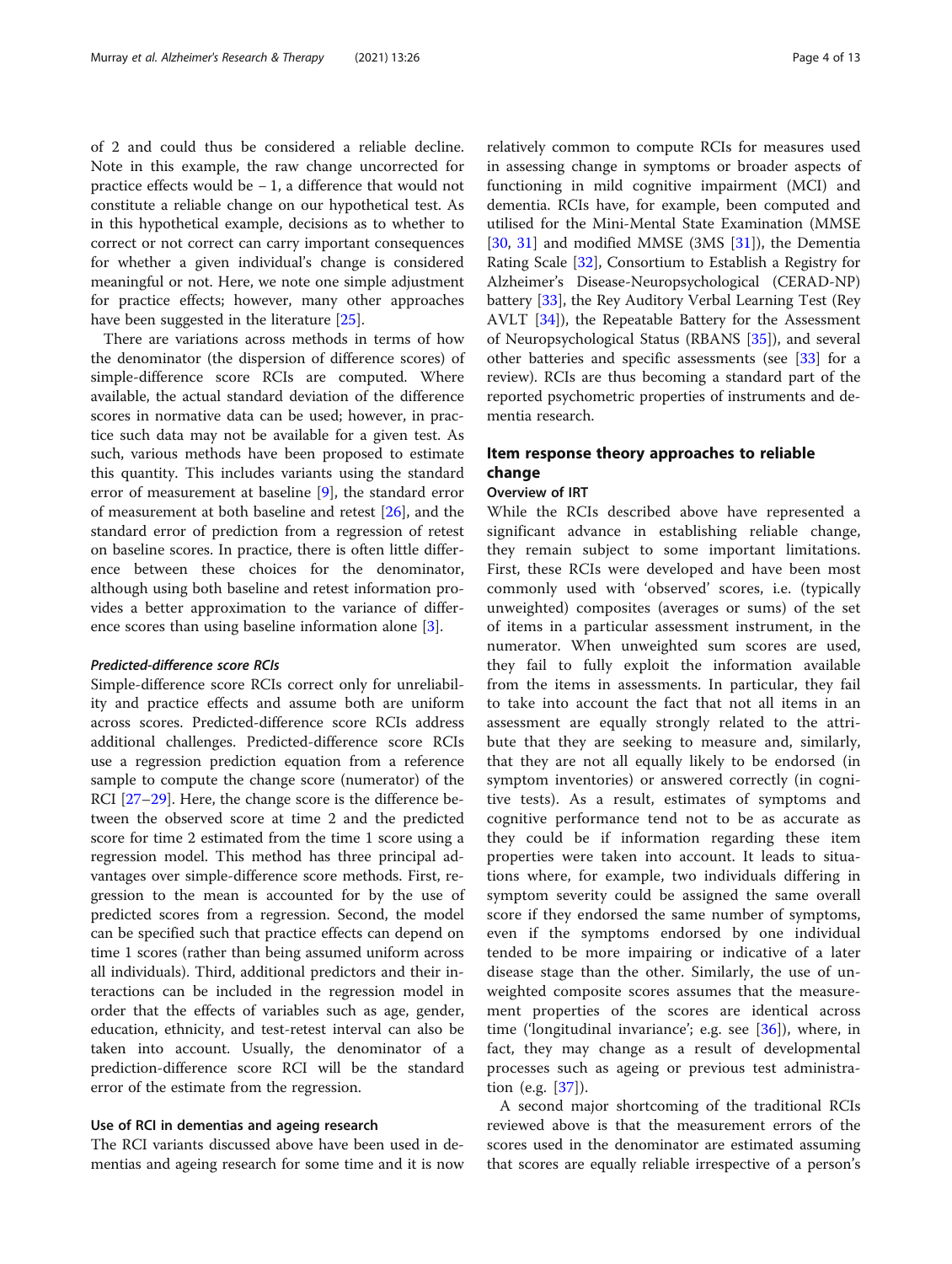of 2 and could thus be considered a reliable decline. Note in this example, the raw change uncorrected for practice effects would be − 1, a difference that would not constitute a reliable change on our hypothetical test. As in this hypothetical example, decisions as to whether to correct or not correct can carry important consequences for whether a given individual's change is considered meaningful or not. Here, we note one simple adjustment for practice effects; however, many other approaches have been suggested in the literature [25].

There are variations across methods in terms of how the denominator (the dispersion of difference scores) of simple-difference score RCIs are computed. Where available, the actual standard deviation of the difference scores in normative data can be used; however, in practice such data may not be available for a given test. As such, various methods have been proposed to estimate this quantity. This includes variants using the standard error of measurement at baseline [9], the standard error of measurement at both baseline and retest [26], and the standard error of prediction from a regression of retest on baseline scores. In practice, there is often little difference between these choices for the denominator, although using both baseline and retest information provides a better approximation to the variance of difference scores than using baseline information alone [3].

#### *Predicted-difference score RCIs*

Simple-difference score RCIs correct only for unreliability and practice effects and assume both are uniform across scores. Predicted-difference score RCIs address additional challenges. Predicted-difference score RCIs use a regression prediction equation from a reference sample to compute the change score (numerator) of the RCI [27–29]. Here, the change score is the difference between the observed score at time 2 and the predicted score for time 2 estimated from the time 1 score using a regression model. This method has three principal advantages over simple-difference score methods. First, regression to the mean is accounted for by the use of predicted scores from a regression. Second, the model can be specified such that practice effects can depend on time 1 scores (rather than being assumed uniform across all individuals). Third, additional predictors and their interactions can be included in the regression model in order that the effects of variables such as age, gender, education, ethnicity, and test-retest interval can also be taken into account. Usually, the denominator of a prediction-difference score RCI will be the standard error of the estimate from the regression.

### Use of RCI in dementias and ageing research

The RCI variants discussed above have been used in dementias and ageing research for some time and it is now relatively common to compute RCIs for measures used in assessing change in symptoms or broader aspects of functioning in mild cognitive impairment (MCI) and dementia. RCIs have, for example, been computed and utilised for the Mini-Mental State Examination (MMSE [30, 31] and modified MMSE (3MS [31]), the Dementia Rating Scale [32], Consortium to Establish a Registry for Alzheimer's Disease-Neuropsychological (CERAD-NP) battery [33], the Rey Auditory Verbal Learning Test (Rey AVLT [34]), the Repeatable Battery for the Assessment of Neuropsychological Status (RBANS [35]), and several other batteries and specific assessments (see [33] for a review). RCIs are thus becoming a standard part of the reported psychometric properties of instruments and dementia research.

## Item response theory approaches to reliable change

### Overview of IRT

While the RCIs described above have represented a significant advance in establishing reliable change, they remain subject to some important limitations. First, these RCIs were developed and have been most commonly used with 'observed' scores, i.e. (typically unweighted) composites (averages or sums) of the set of items in a particular assessment instrument, in the numerator. When unweighted sum scores are used, they fail to fully exploit the information available from the items in assessments. In particular, they fail to take into account the fact that not all items in an assessment are equally strongly related to the attribute that they are seeking to measure and, similarly, that they are not all equally likely to be endorsed (in symptom inventories) or answered correctly (in cognitive tests). As a result, estimates of symptoms and cognitive performance tend not to be as accurate as they could be if information regarding these item properties were taken into account. It leads to situations where, for example, two individuals differing in symptom severity could be assigned the same overall score if they endorsed the same number of symptoms, even if the symptoms endorsed by one individual tended to be more impairing or indicative of a later disease stage than the other. Similarly, the use of unweighted composite scores assumes that the measurement properties of the scores are identical across time ('longitudinal invariance'; e.g. see [36]), where, in fact, they may change as a result of developmental processes such as ageing or previous test administration (e.g. [37]).

A second major shortcoming of the traditional RCIs reviewed above is that the measurement errors of the scores used in the denominator are estimated assuming that scores are equally reliable irrespective of a person's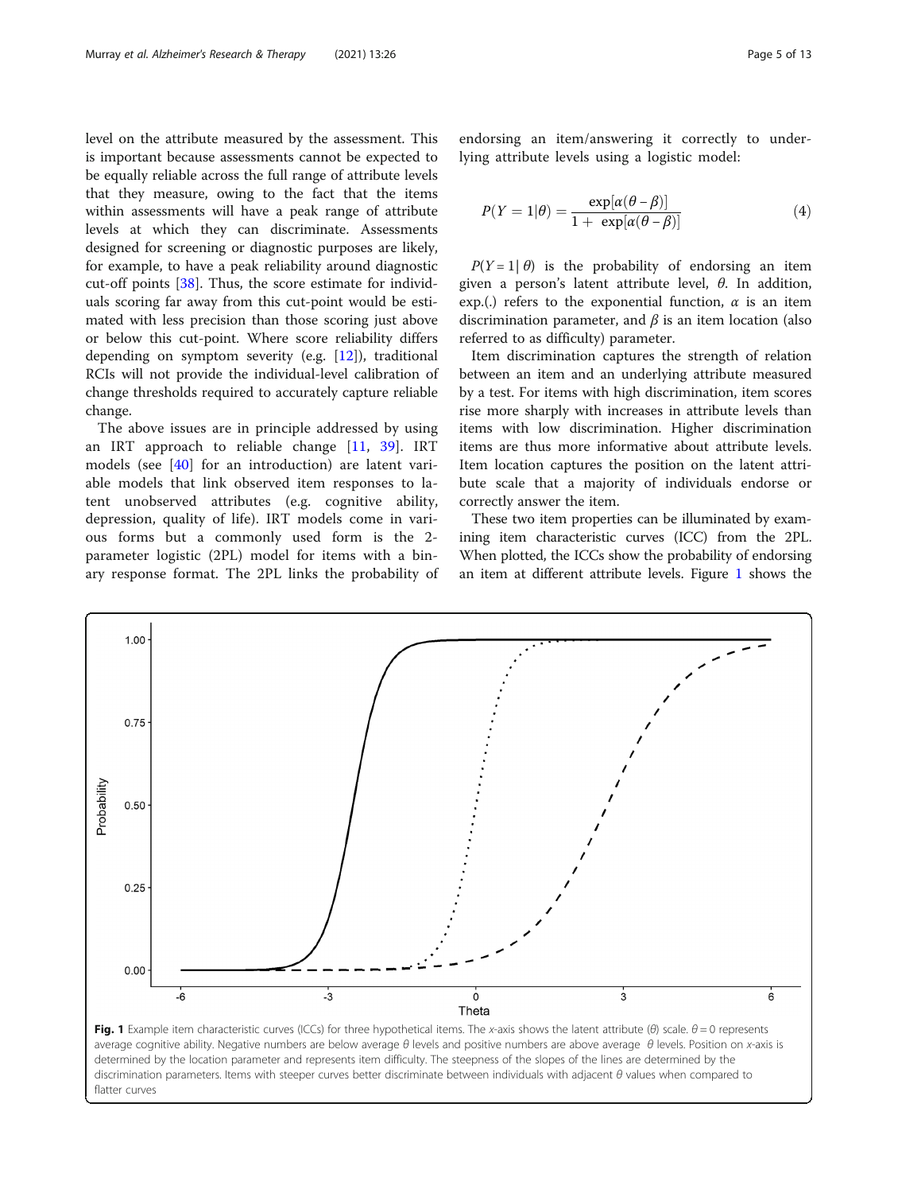level on the attribute measured by the assessment. This is important because assessments cannot be expected to be equally reliable across the full range of attribute levels that they measure, owing to the fact that the items within assessments will have a peak range of attribute levels at which they can discriminate. Assessments designed for screening or diagnostic purposes are likely, for example, to have a peak reliability around diagnostic cut-off points [38]. Thus, the score estimate for individuals scoring far away from this cut-point would be estimated with less precision than those scoring just above or below this cut-point. Where score reliability differs depending on symptom severity (e.g. [12]), traditional RCIs will not provide the individual-level calibration of change thresholds required to accurately capture reliable change.

The above issues are in principle addressed by using an IRT approach to reliable change [11, 39]. IRT models (see [40] for an introduction) are latent variable models that link observed item responses to latent unobserved attributes (e.g. cognitive ability, depression, quality of life). IRT models come in various forms but a commonly used form is the 2-parameter logistic (2PL) model for items with a binary response format. The 2PL links the probability of endorsing an item/answering it correctly to underlying attribute levels using a logistic model:

$$P(Y=1|\theta) = \frac{\exp[\alpha(\theta-\beta)]}{1+\exp[\alpha(\theta-\beta)]} \tag{4}$$

$P(Y=1|\theta)$ is the probability of endorsing an item given a person's latent attribute level, $\theta$. In addition, exp.(.) refers to the exponential function, $\alpha$ is an item discrimination parameter, and $\beta$ is an item location (also referred to as difficulty) parameter.

Item discrimination captures the strength of relation between an item and an underlying attribute measured by a test. For items with high discrimination, item scores rise more sharply with increases in attribute levels than items with low discrimination. Higher discrimination items are thus more informative about attribute levels. Item location captures the position on the latent attribute scale that a majority of individuals endorse or correctly answer the item.

These two item properties can be illuminated by examining item characteristic curves (ICC) from the 2PL. When plotted, the ICCs show the probability of endorsing an item at different attribute levels. Figure 1 shows the

**Fig. 1** Example item characteristic curves (ICCs) for three hypothetical items. The *x*-axis shows the latent attribute ($\theta$) scale. $\theta = 0$ represents average cognitive ability. Negative numbers are below average $\theta$ levels and positive numbers are above average $\theta$ levels. Position on *x*-axis is determined by the location parameter and represents item difficulty. The steepness of the slopes of the lines are determined by the discrimination parameters. Items with steeper curves better discriminate between individuals with adjacent $\theta$ values when compared to flatter curves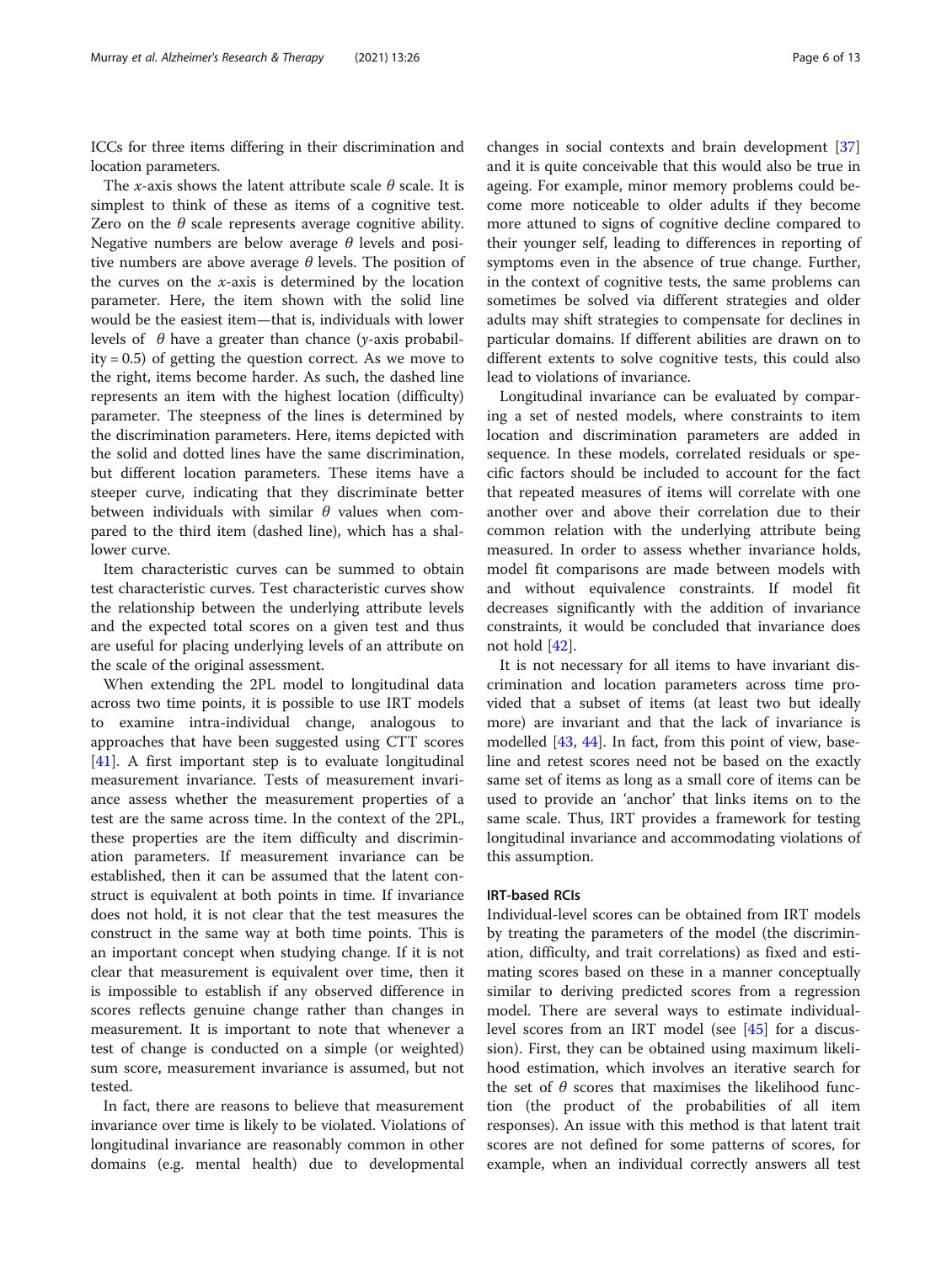ICCs for three items differing in their discrimination and location parameters.

The $x$-axis shows the latent attribute scale $\theta$ scale. It is simplest to think of these as items of a cognitive test. Zero on the $\theta$ scale represents average cognitive ability. Negative numbers are below average $\theta$ levels and positive numbers are above average $\theta$ levels. The position of the curves on the $x$-axis is determined by the location parameter. Here, the item shown with the solid line would be the easiest item—that is, individuals with lower levels of $\theta$ have a greater than chance ($y$-axis probability = 0.5) of getting the question correct. As we move to the right, items become harder. As such, the dashed line represents an item with the highest location (difficulty) parameter. The steepness of the lines is determined by the discrimination parameters. Here, items depicted with the solid and dotted lines have the same discrimination, but different location parameters. These items have a steeper curve, indicating that they discriminate better between individuals with similar $\theta$ values when compared to the third item (dashed line), which has a shallower curve.

Item characteristic curves can be summed to obtain test characteristic curves. Test characteristic curves show the relationship between the underlying attribute levels and the expected total scores on a given test and thus are useful for placing underlying levels of an attribute on the scale of the original assessment.

When extending the 2PL model to longitudinal data across two time points, it is possible to use IRT models to examine intra-individual change, analogous to approaches that have been suggested using CTT scores [41]. A first important step is to evaluate longitudinal measurement invariance. Tests of measurement invariance assess whether the measurement properties of a test are the same across time. In the context of the 2PL, these properties are the item difficulty and discrimination parameters. If measurement invariance can be established, then it can be assumed that the latent construct is equivalent at both points in time. If invariance does not hold, it is not clear that the test measures the construct in the same way at both time points. This is an important concept when studying change. If it is not clear that measurement is equivalent over time, then it is impossible to establish if any observed difference in scores reflects genuine change rather than changes in measurement. It is important to note that whenever a test of change is conducted on a simple (or weighted) sum score, measurement invariance is assumed, but not tested.

In fact, there are reasons to believe that measurement invariance over time is likely to be violated. Violations of longitudinal invariance are reasonably common in other domains (e.g. mental health) due to developmental changes in social contexts and brain development [37] and it is quite conceivable that this would also be true in ageing. For example, minor memory problems could become more noticeable to older adults if they become more attuned to signs of cognitive decline compared to their younger self, leading to differences in reporting of symptoms even in the absence of true change. Further, in the context of cognitive tests, the same problems can sometimes be solved via different strategies and older adults may shift strategies to compensate for declines in particular domains. If different abilities are drawn on to different extents to solve cognitive tests, this could also lead to violations of invariance.

Longitudinal invariance can be evaluated by comparing a set of nested models, where constraints to item location and discrimination parameters are added in sequence. In these models, correlated residuals or specific factors should be included to account for the fact that repeated measures of items will correlate with one another over and above their correlation due to their common relation with the underlying attribute being measured. In order to assess whether invariance holds, model fit comparisons are made between models with and without equivalence constraints. If model fit decreases significantly with the addition of invariance constraints, it would be concluded that invariance does not hold [42].

It is not necessary for all items to have invariant discrimination and location parameters across time provided that a subset of items (at least two but ideally more) are invariant and that the lack of invariance is modelled [43, 44]. In fact, from this point of view, baseline and retest scores need not be based on the exactly same set of items as long as a small core of items can be used to provide an 'anchor' that links items on to the same scale. Thus, IRT provides a framework for testing longitudinal invariance and accommodating violations of this assumption.

### IRT-based RCIs

Individual-level scores can be obtained from IRT models by treating the parameters of the model (the discrimination, difficulty, and trait correlations) as fixed and estimating scores based on these in a manner conceptually similar to deriving predicted scores from a regression model. There are several ways to estimate individual-level scores from an IRT model (see [45] for a discussion). First, they can be obtained using maximum likelihood estimation, which involves an iterative search for the set of $\theta$ scores that maximises the likelihood function (the product of the probabilities of all item responses). An issue with this method is that latent trait scores are not defined for some patterns of scores, for example, when an individual correctly answers all test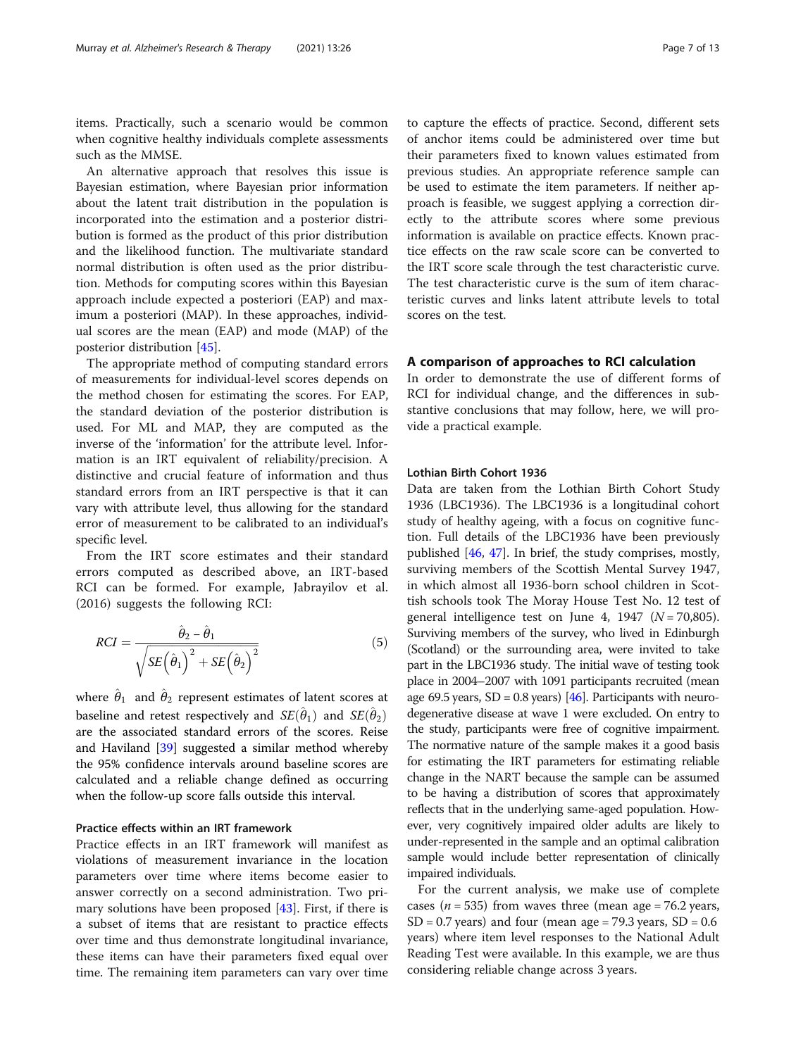items. Practically, such a scenario would be common when cognitive healthy individuals complete assessments such as the MMSE.

An alternative approach that resolves this issue is Bayesian estimation, where Bayesian prior information about the latent trait distribution in the population is incorporated into the estimation and a posterior distribution is formed as the product of this prior distribution and the likelihood function. The multivariate standard normal distribution is often used as the prior distribution. Methods for computing scores within this Bayesian approach include expected a posteriori (EAP) and maximum a posteriori (MAP). In these approaches, individual scores are the mean (EAP) and mode (MAP) of the posterior distribution [45].

The appropriate method of computing standard errors of measurements for individual-level scores depends on the method chosen for estimating the scores. For EAP, the standard deviation of the posterior distribution is used. For ML and MAP, they are computed as the inverse of the 'information' for the attribute level. Information is an IRT equivalent of reliability/precision. A distinctive and crucial feature of information and thus standard errors from an IRT perspective is that it can vary with attribute level, thus allowing for the standard error of measurement to be calibrated to an individual's specific level.

From the IRT score estimates and their standard errors computed as described above, an IRT-based RCI can be formed. For example, Jabrayilov et al. (2016) suggests the following RCI:

$$RCI = \frac{\hat{\theta}_2 - \hat{\theta}_1}{\sqrt{SE\left(\hat{\theta}_1\right)^2 + SE\left(\hat{\theta}_2\right)^2}} \tag{5}$$

where $\hat{\theta}_1$ and $\hat{\theta}_2$ represent estimates of latent scores at baseline and retest respectively and $SE(\hat{\theta}_1)$ and $SE(\hat{\theta}_2)$ are the associated standard errors of the scores. Reise and Haviland [39] suggested a similar method whereby the 95% confidence intervals around baseline scores are calculated and a reliable change defined as occurring when the follow-up score falls outside this interval.

### Practice effects within an IRT framework

Practice effects in an IRT framework will manifest as violations of measurement invariance in the location parameters over time where items become easier to answer correctly on a second administration. Two primary solutions have been proposed [43]. First, if there is a subset of items that are resistant to practice effects over time and thus demonstrate longitudinal invariance, these items can have their parameters fixed equal over time. The remaining item parameters can vary over time to capture the effects of practice. Second, different sets of anchor items could be administered over time but their parameters fixed to known values estimated from previous studies. An appropriate reference sample can be used to estimate the item parameters. If neither approach is feasible, we suggest applying a correction directly to the attribute scores where some previous information is available on practice effects. Known practice effects on the raw scale score can be converted to the IRT score scale through the test characteristic curve. The test characteristic curve is the sum of item characteristic curves and links latent attribute levels to total scores on the test.

## A comparison of approaches to RCI calculation

In order to demonstrate the use of different forms of RCI for individual change, and the differences in substantive conclusions that may follow, here, we will provide a practical example.

### Lothian Birth Cohort 1936

Data are taken from the Lothian Birth Cohort Study 1936 (LBC1936). The LBC1936 is a longitudinal cohort study of healthy ageing, with a focus on cognitive function. Full details of the LBC1936 have been previously published [46, 47]. In brief, the study comprises, mostly, surviving members of the Scottish Mental Survey 1947, in which almost all 1936-born school children in Scottish schools took The Moray House Test No. 12 test of general intelligence test on June 4, 1947 ($N = 70{,}805$). Surviving members of the survey, who lived in Edinburgh (Scotland) or the surrounding area, were invited to take part in the LBC1936 study. The initial wave of testing took place in 2004–2007 with 1091 participants recruited (mean age 69.5 years, SD = 0.8 years) [46]. Participants with neurodegenerative disease at wave 1 were excluded. On entry to the study, participants were free of cognitive impairment. The normative nature of the sample makes it a good basis for estimating the IRT parameters for estimating reliable change in the NART because the sample can be assumed to be having a distribution of scores that approximately reflects that in the underlying same-aged population. However, very cognitively impaired older adults are likely to under-represented in the sample and an optimal calibration sample would include better representation of clinically impaired individuals.

For the current analysis, we make use of complete cases ($n = 535$) from waves three (mean age = 76.2 years, SD = 0.7 years) and four (mean age = 79.3 years, SD = 0.6 years) where item level responses to the National Adult Reading Test were available. In this example, we are thus considering reliable change across 3 years.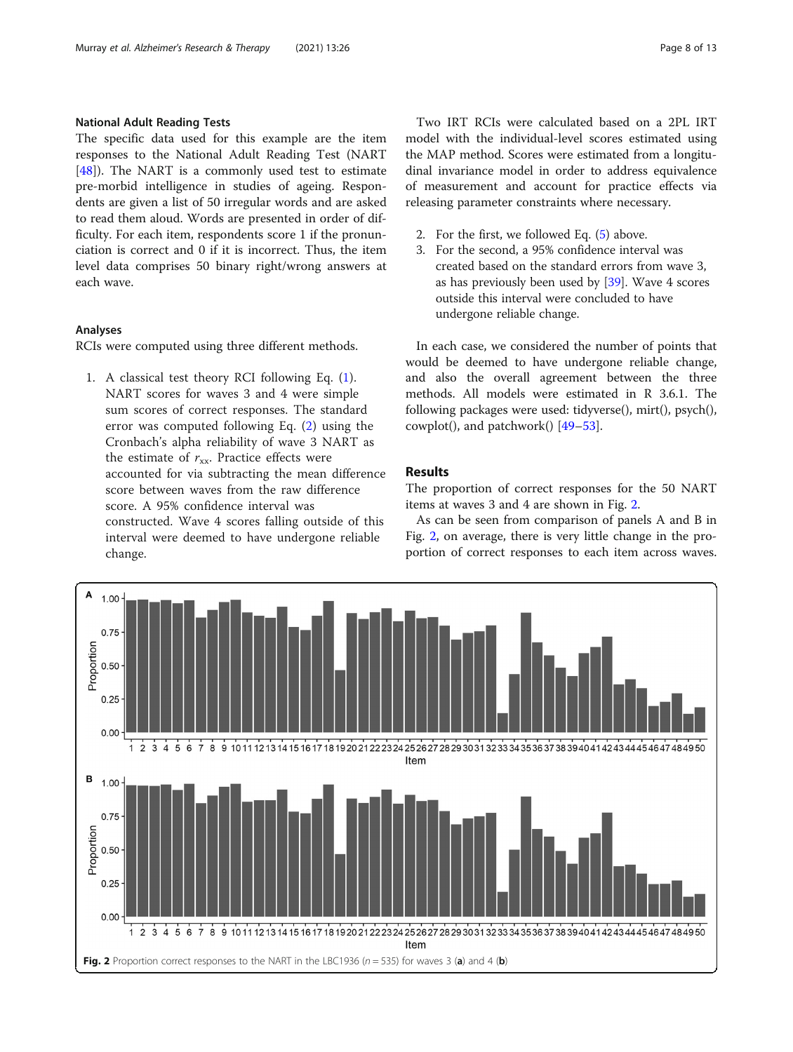### National Adult Reading Tests

The specific data used for this example are the item responses to the National Adult Reading Test (NART [48]). The NART is a commonly used test to estimate pre-morbid intelligence in studies of ageing. Respondents are given a list of 50 irregular words and are asked to read them aloud. Words are presented in order of difficulty. For each item, respondents score 1 if the pronunciation is correct and 0 if it is incorrect. Thus, the item level data comprises 50 binary right/wrong answers at each wave.

### Analyses

RCIs were computed using three different methods.

1. A classical test theory RCI following Eq. (1). NART scores for waves 3 and 4 were simple sum scores of correct responses. The standard error was computed following Eq. (2) using the Cronbach's alpha reliability of wave 3 NART as the estimate of $r_{xx}$. Practice effects were accounted for via subtracting the mean difference score between waves from the raw difference score. A 95% confidence interval was constructed. Wave 4 scores falling outside of this interval were deemed to have undergone reliable change.

Two IRT RCIs were calculated based on a 2PL IRT model with the individual-level scores estimated using the MAP method. Scores were estimated from a longitudinal invariance model in order to address equivalence of measurement and account for practice effects via releasing parameter constraints where necessary.

2. For the first, we followed Eq. (5) above.
3. For the second, a 95% confidence interval was created based on the standard errors from wave 3, as has previously been used by [39]. Wave 4 scores outside this interval were concluded to have undergone reliable change.

In each case, we considered the number of points that would be deemed to have undergone reliable change, and also the overall agreement between the three methods. All models were estimated in R 3.6.1. The following packages were used: tidyverse(), mirt(), psych(), cowplot(), and patchwork() [49–53].

## Results

The proportion of correct responses for the 50 NART items at waves 3 and 4 are shown in Fig. 2.

As can be seen from comparison of panels A and B in Fig. 2, on average, there is very little change in the proportion of correct responses to each item across waves.

**Fig. 2** Proportion correct responses to the NART in the LBC1936 ($n = 535$) for waves 3 (**a**) and 4 (**b**)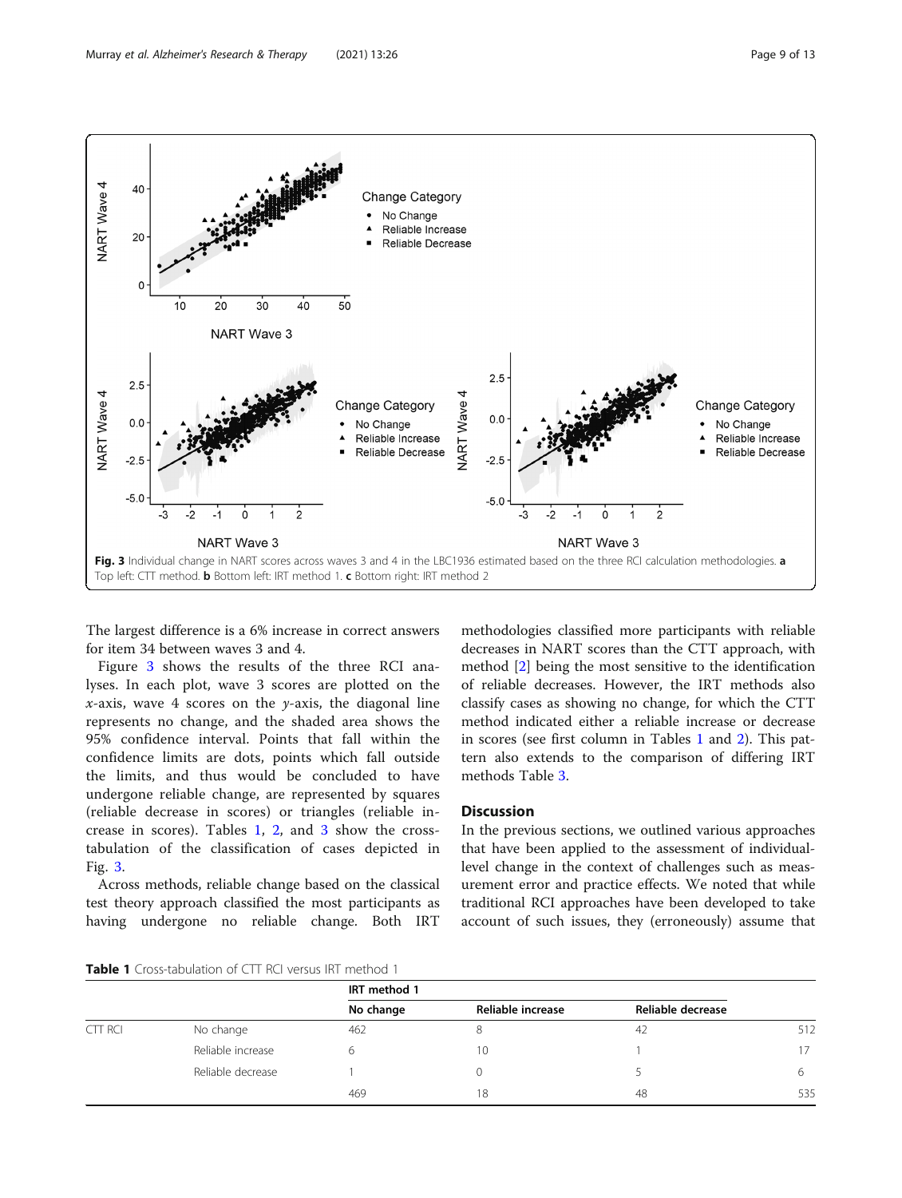Fig. 3 Individual change in NART scores across waves 3 and 4 in the LBC1936 estimated based on the three RCI calculation methodologies. **a** Top left: CTT method. **b** Bottom left: IRT method 1. **c** Bottom right: IRT method 2

The largest difference is a 6% increase in correct answers for item 34 between waves 3 and 4.

Figure 3 shows the results of the three RCI analyses. In each plot, wave 3 scores are plotted on the $x$-axis, wave 4 scores on the $y$-axis, the diagonal line represents no change, and the shaded area shows the 95% confidence interval. Points that fall within the confidence limits are dots, points which fall outside the limits, and thus would be concluded to have undergone reliable change, are represented by squares (reliable decrease in scores) or triangles (reliable increase in scores). Tables 1, 2, and 3 show the cross-tabulation of the classification of cases depicted in Fig. 3.

Across methods, reliable change based on the classical test theory approach classified the most participants as having undergone no reliable change. Both IRT methodologies classified more participants with reliable decreases in NART scores than the CTT approach, with method [2] being the most sensitive to the identification of reliable decreases. However, the IRT methods also classify cases as showing no change, for which the CTT method indicated either a reliable increase or decrease in scores (see first column in Tables 1 and 2). This pattern also extends to the comparison of differing IRT methods Table 3.

## Discussion

In the previous sections, we outlined various approaches that have been applied to the assessment of individual-level change in the context of challenges such as measurement error and practice effects. We noted that while traditional RCI approaches have been developed to take account of such issues, they (erroneously) assume that

**Table 1** Cross-tabulation of CTT RCI versus IRT method 1

| | | IRT method 1 | | | |
|---|---|---|---|---|---|
| | | No change | Reliable increase | Reliable decrease | |
| CTT RCI | No change | 462 | 8 | 42 | 512 |
| | Reliable increase | 6 | 10 | 1 | 17 |
| | Reliable decrease | 1 | 0 | 5 | 6 |
| | | 469 | 18 | 48 | 535 |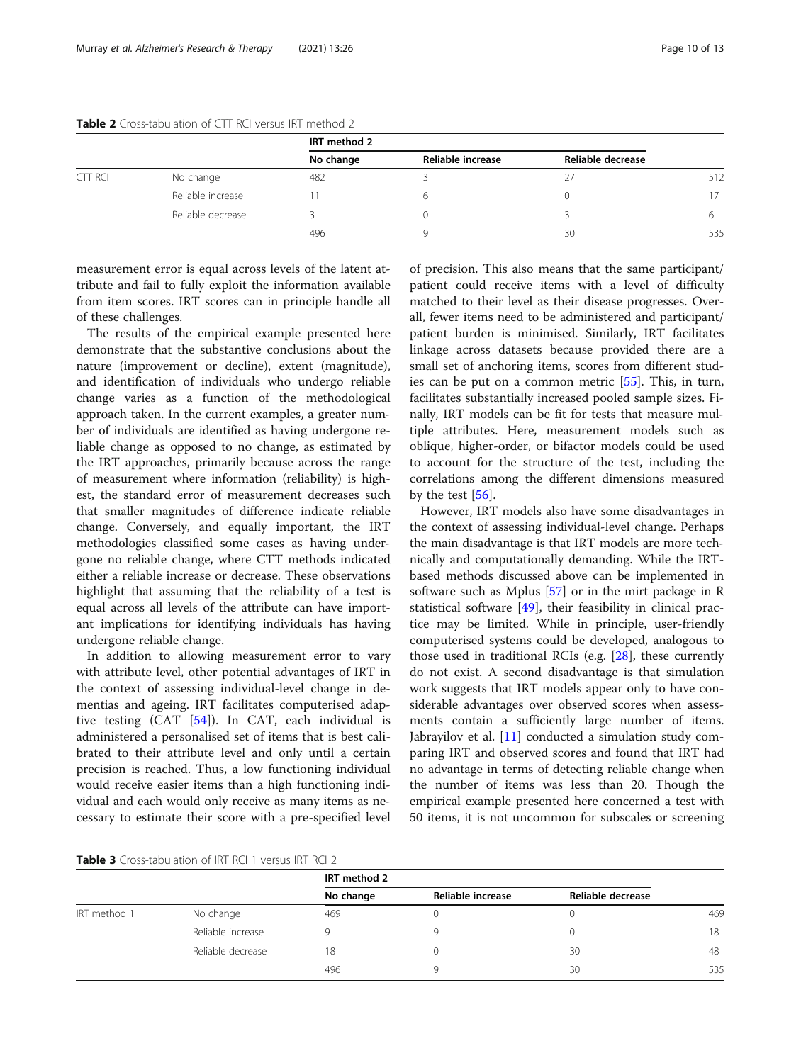**Table 2** Cross-tabulation of CTT RCI versus IRT method 2

| | | IRT method 2 | | | |
|---|---|---|---|---|---|
| | | No change | Reliable increase | Reliable decrease | |
| CTT RCI | No change | 482 | 3 | 27 | 512 |
| | Reliable increase | 11 | 6 | 0 | 17 |
| | Reliable decrease | 3 | 0 | 3 | 6 |
| | | 496 | 9 | 30 | 535 |

measurement error is equal across levels of the latent attribute and fail to fully exploit the information available from item scores. IRT scores can in principle handle all of these challenges.

The results of the empirical example presented here demonstrate that the substantive conclusions about the nature (improvement or decline), extent (magnitude), and identification of individuals who undergo reliable change varies as a function of the methodological approach taken. In the current examples, a greater number of individuals are identified as having undergone reliable change as opposed to no change, as estimated by the IRT approaches, primarily because across the range of measurement where information (reliability) is highest, the standard error of measurement decreases such that smaller magnitudes of difference indicate reliable change. Conversely, and equally important, the IRT methodologies classified some cases as having undergone no reliable change, where CTT methods indicated either a reliable increase or decrease. These observations highlight that assuming that the reliability of a test is equal across all levels of the attribute can have important implications for identifying individuals has having undergone reliable change.

In addition to allowing measurement error to vary with attribute level, other potential advantages of IRT in the context of assessing individual-level change in dementias and ageing. IRT facilitates computerised adaptive testing (CAT [54]). In CAT, each individual is administered a personalised set of items that is best calibrated to their attribute level and only until a certain precision is reached. Thus, a low functioning individual would receive easier items than a high functioning individual and each would only receive as many items as necessary to estimate their score with a pre-specified level of precision. This also means that the same participant/patient could receive items with a level of difficulty matched to their level as their disease progresses. Overall, fewer items need to be administered and participant/patient burden is minimised. Similarly, IRT facilitates linkage across datasets because provided there are a small set of anchoring items, scores from different studies can be put on a common metric [55]. This, in turn, facilitates substantially increased pooled sample sizes. Finally, IRT models can be fit for tests that measure multiple attributes. Here, measurement models such as oblique, higher-order, or bifactor models could be used to account for the structure of the test, including the correlations among the different dimensions measured by the test [56].

However, IRT models also have some disadvantages in the context of assessing individual-level change. Perhaps the main disadvantage is that IRT models are more technically and computationally demanding. While the IRT-based methods discussed above can be implemented in software such as Mplus [57] or in the mirt package in R statistical software [49], their feasibility in clinical practice may be limited. While in principle, user-friendly computerised systems could be developed, analogous to those used in traditional RCIs (e.g. [28], these currently do not exist. A second disadvantage is that simulation work suggests that IRT models appear only to have considerable advantages over observed scores when assessments contain a sufficiently large number of items. Jabrayilov et al. [11] conducted a simulation study comparing IRT and observed scores and found that IRT had no advantage in terms of detecting reliable change when the number of items was less than 20. Though the empirical example presented here concerned a test with 50 items, it is not uncommon for subscales or screening

**Table 3** Cross-tabulation of IRT RCI 1 versus IRT RCI 2

| | | IRT method 2 | | | |
|---|---|---|---|---|---|
| | | No change | Reliable increase | Reliable decrease | |
| IRT method 1 | No change | 469 | 0 | 0 | 469 |
| | Reliable increase | 9 | 9 | 0 | 18 |
| | Reliable decrease | 18 | 0 | 30 | 48 |
| | | 496 | 9 | 30 | 535 |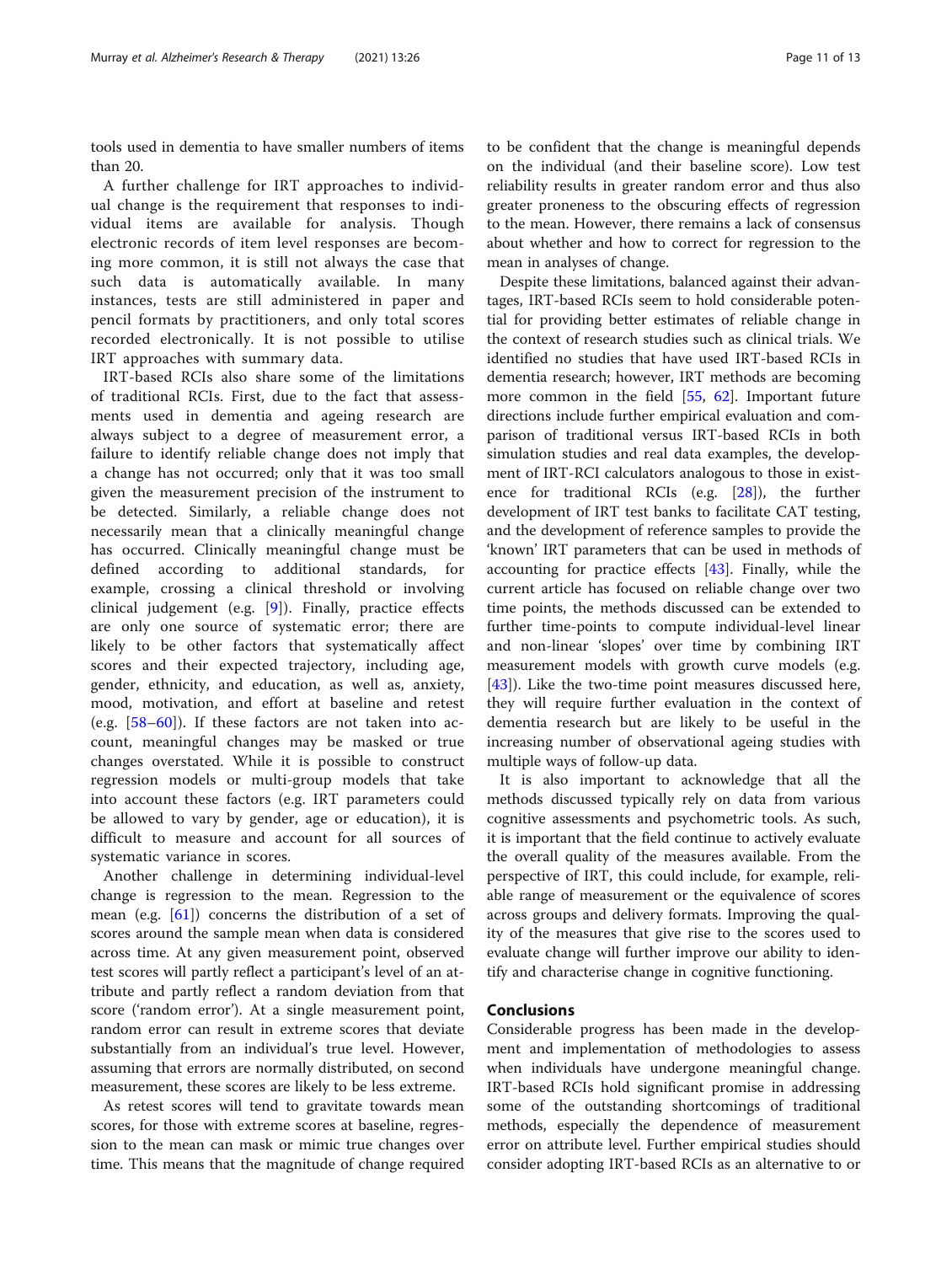tools used in dementia to have smaller numbers of items than 20.

A further challenge for IRT approaches to individual change is the requirement that responses to individual items are available for analysis. Though electronic records of item level responses are becoming more common, it is still not always the case that such data is automatically available. In many instances, tests are still administered in paper and pencil formats by practitioners, and only total scores recorded electronically. It is not possible to utilise IRT approaches with summary data.

IRT-based RCIs also share some of the limitations of traditional RCIs. First, due to the fact that assessments used in dementia and ageing research are always subject to a degree of measurement error, a failure to identify reliable change does not imply that a change has not occurred; only that it was too small given the measurement precision of the instrument to be detected. Similarly, a reliable change does not necessarily mean that a clinically meaningful change has occurred. Clinically meaningful change must be defined according to additional standards, for example, crossing a clinical threshold or involving clinical judgement (e.g. [9]). Finally, practice effects are only one source of systematic error; there are likely to be other factors that systematically affect scores and their expected trajectory, including age, gender, ethnicity, and education, as well as, anxiety, mood, motivation, and effort at baseline and retest (e.g. [58–60]). If these factors are not taken into account, meaningful changes may be masked or true changes overstated. While it is possible to construct regression models or multi-group models that take into account these factors (e.g. IRT parameters could be allowed to vary by gender, age or education), it is difficult to measure and account for all sources of systematic variance in scores.

Another challenge in determining individual-level change is regression to the mean. Regression to the mean (e.g. [61]) concerns the distribution of a set of scores around the sample mean when data is considered across time. At any given measurement point, observed test scores will partly reflect a participant's level of an attribute and partly reflect a random deviation from that score ('random error'). At a single measurement point, random error can result in extreme scores that deviate substantially from an individual's true level. However, assuming that errors are normally distributed, on second measurement, these scores are likely to be less extreme.

As retest scores will tend to gravitate towards mean scores, for those with extreme scores at baseline, regression to the mean can mask or mimic true changes over time. This means that the magnitude of change required to be confident that the change is meaningful depends on the individual (and their baseline score). Low test reliability results in greater random error and thus also greater proneness to the obscuring effects of regression to the mean. However, there remains a lack of consensus about whether and how to correct for regression to the mean in analyses of change.

Despite these limitations, balanced against their advantages, IRT-based RCIs seem to hold considerable potential for providing better estimates of reliable change in the context of research studies such as clinical trials. We identified no studies that have used IRT-based RCIs in dementia research; however, IRT methods are becoming more common in the field [55, 62]. Important future directions include further empirical evaluation and comparison of traditional versus IRT-based RCIs in both simulation studies and real data examples, the development of IRT-RCI calculators analogous to those in existence for traditional RCIs (e.g. [28]), the further development of IRT test banks to facilitate CAT testing, and the development of reference samples to provide the 'known' IRT parameters that can be used in methods of accounting for practice effects [43]. Finally, while the current article has focused on reliable change over two time points, the methods discussed can be extended to further time-points to compute individual-level linear and non-linear 'slopes' over time by combining IRT measurement models with growth curve models (e.g. [43]). Like the two-time point measures discussed here, they will require further evaluation in the context of dementia research but are likely to be useful in the increasing number of observational ageing studies with multiple ways of follow-up data.

It is also important to acknowledge that all the methods discussed typically rely on data from various cognitive assessments and psychometric tools. As such, it is important that the field continue to actively evaluate the overall quality of the measures available. From the perspective of IRT, this could include, for example, reliable range of measurement or the equivalence of scores across groups and delivery formats. Improving the quality of the measures that give rise to the scores used to evaluate change will further improve our ability to identify and characterise change in cognitive functioning.

## Conclusions

Considerable progress has been made in the development and implementation of methodologies to assess when individuals have undergone meaningful change. IRT-based RCIs hold significant promise in addressing some of the outstanding shortcomings of traditional methods, especially the dependence of measurement error on attribute level. Further empirical studies should consider adopting IRT-based RCIs as an alternative to or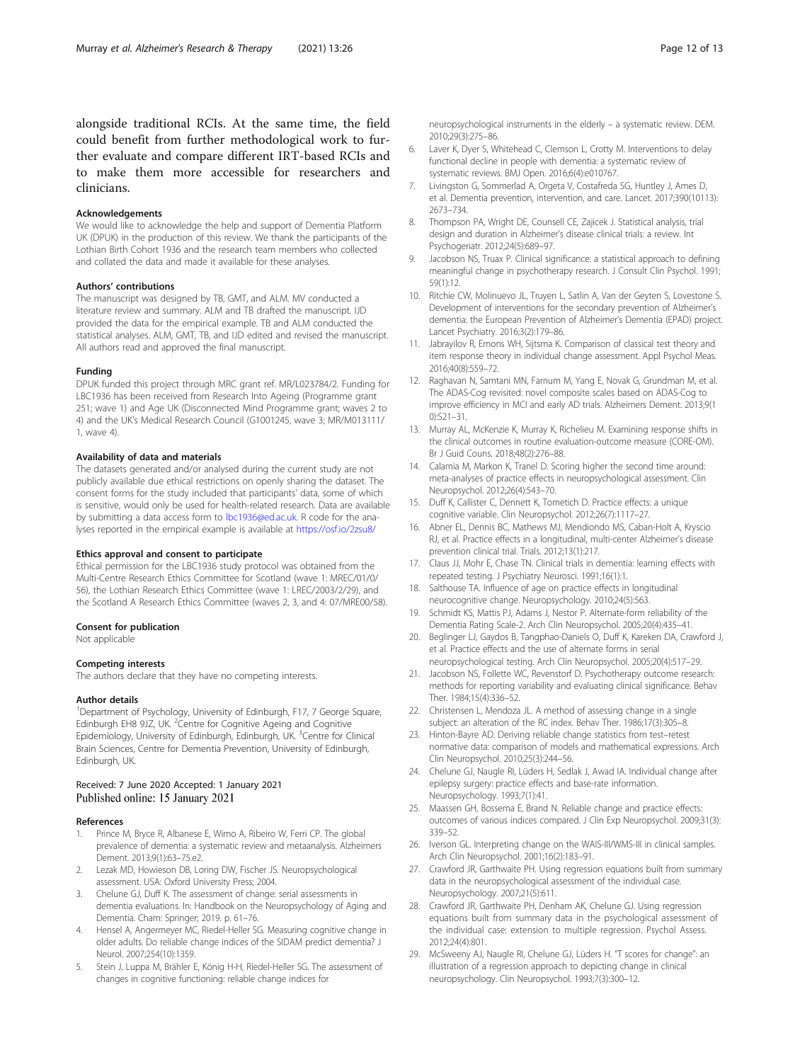alongside traditional RCIs. At the same time, the field could benefit from further methodological work to further evaluate and compare different IRT-based RCIs and to make them more accessible for researchers and clinicians.

### Acknowledgements

We would like to acknowledge the help and support of Dementia Platform UK (DPUK) in the production of this review. We thank the participants of the Lothian Birth Cohort 1936 and the research team members who collected and collated the data and made it available for these analyses.

### Authors' contributions

The manuscript was designed by TB, GMT, and ALM. MV conducted a literature review and summary. ALM and TB drafted the manuscript. IJD provided the data for the empirical example. TB and ALM conducted the statistical analyses. ALM, GMT, TB, and IJD edited and revised the manuscript. All authors read and approved the final manuscript.

### Funding

DPUK funded this project through MRC grant ref. MR/L023784/2. Funding for LBC1936 has been received from Research Into Ageing (Programme grant 251; wave 1) and Age UK (Disconnected Mind Programme grant; waves 2 to 4) and the UK's Medical Research Council (G1001245, wave 3; MR/M013111/1, wave 4).

### Availability of data and materials

The datasets generated and/or analysed during the current study are not publicly available due ethical restrictions on openly sharing the dataset. The consent forms for the study included that participants' data, some of which is sensitive, would only be used for health-related research. Data are available by submitting a data access form to lbc1936@ed.ac.uk. R code for the analyses reported in the empirical example is available at https://osf.io/2zsu8/

### Ethics approval and consent to participate

Ethical permission for the LBC1936 study protocol was obtained from the Multi-Centre Research Ethics Committee for Scotland (wave 1: MREC/01/0/56), the Lothian Research Ethics Committee (wave 1: LREC/2003/2/29), and the Scotland A Research Ethics Committee (waves 2, 3, and 4: 07/MRE00/58).

### Consent for publication

Not applicable

### Competing interests

The authors declare that they have no competing interests.

### Author details

[1]Department of Psychology, University of Edinburgh, F17, 7 George Square, Edinburgh EH8 9JZ, UK. [2]Centre for Cognitive Ageing and Cognitive Epidemiology, University of Edinburgh, Edinburgh, UK. [3]Centre for Clinical Brain Sciences, Centre for Dementia Prevention, University of Edinburgh, Edinburgh, UK.

Received: 7 June 2020 Accepted: 1 January 2021
Published online: 15 January 2021

### References

1. Prince M, Bryce R, Albanese E, Wimo A, Ribeiro W, Ferri CP. The global prevalence of dementia: a systematic review and metaanalysis. Alzheimers Dement. 2013;9(1):63–75.e2.
2. Lezak MD, Howieson DB, Loring DW, Fischer JS. Neuropsychological assessment. USA: Oxford University Press; 2004.
3. Chelune GJ, Duff K. The assessment of change: serial assessments in dementia evaluations. In: Handbook on the Neuropsychology of Aging and Dementia. Cham: Springer; 2019. p. 61–76.
4. Hensel A, Angermeyer MC, Riedel-Heller SG. Measuring cognitive change in older adults. Do reliable change indices of the SIDAM predict dementia? J Neurol. 2007;254(10):1359.
5. Stein J, Luppa M, Brähler E, König H-H, Riedel-Heller SG. The assessment of changes in cognitive functioning: reliable change indices for neuropsychological instruments in the elderly – a systematic review. DEM. 2010;29(3):275–86.
6. Laver K, Dyer S, Whitehead C, Clemson L, Crotty M. Interventions to delay functional decline in people with dementia: a systematic review of systematic reviews. BMJ Open. 2016;6(4):e010767.
7. Livingston G, Sommerlad A, Orgeta V, Costafreda SG, Huntley J, Ames D, et al. Dementia prevention, intervention, and care. Lancet. 2017;390(10113):2673–734.
8. Thompson PA, Wright DE, Counsell CE, Zajicek J. Statistical analysis, trial design and duration in Alzheimer's disease clinical trials: a review. Int Psychogeriatr. 2012;24(5):689–97.
9. Jacobson NS, Truax P. Clinical significance: a statistical approach to defining meaningful change in psychotherapy research. J Consult Clin Psychol. 1991;59(1):12.
10. Ritchie CW, Molinuevo JL, Truyen L, Satlin A, Van der Geyten S, Lovestone S. Development of interventions for the secondary prevention of Alzheimer's dementia: the European Prevention of Alzheimer's Dementia (EPAD) project. Lancet Psychiatry. 2016;3(2):179–86.
11. Jabrayilov R, Emons WH, Sijtsma K. Comparison of classical test theory and item response theory in individual change assessment. Appl Psychol Meas. 2016;40(8):559–72.
12. Raghavan N, Samtani MN, Farnum M, Yang E, Novak G, Grundman M, et al. The ADAS-Cog revisited: novel composite scales based on ADAS-Cog to improve efficiency in MCI and early AD trials. Alzheimers Dement. 2013;9(10):S21–31.
13. Murray AL, McKenzie K, Murray K, Richelieu M. Examining response shifts in the clinical outcomes in routine evaluation-outcome measure (CORE-OM). Br J Guid Couns. 2018;48(2):276–88.
14. Calamia M, Markon K, Tranel D. Scoring higher the second time around: meta-analyses of practice effects in neuropsychological assessment. Clin Neuropsychol. 2012;26(4):543–70.
15. Duff K, Callister C, Dennett K, Tometich D. Practice effects: a unique cognitive variable. Clin Neuropsychol. 2012;26(7):1117–27.
16. Abner EL, Dennis BC, Mathews MJ, Mendiondo MS, Caban-Holt A, Kryscio RJ, et al. Practice effects in a longitudinal, multi-center Alzheimer's disease prevention clinical trial. Trials. 2012;13(1):217.
17. Claus JJ, Mohr E, Chase TN. Clinical trials in dementia: learning effects with repeated testing. J Psychiatry Neurosci. 1991;16(1):1.
18. Salthouse TA. Influence of age on practice effects in longitudinal neurocognitive change. Neuropsychology. 2010;24(5):563.
19. Schmidt KS, Mattis PJ, Adams J, Nestor P. Alternate-form reliability of the Dementia Rating Scale-2. Arch Clin Neuropsychol. 2005;20(4):435–41.
20. Beglinger LJ, Gaydos B, Tangphao-Daniels O, Duff K, Kareken DA, Crawford J, et al. Practice effects and the use of alternate forms in serial neuropsychological testing. Arch Clin Neuropsychol. 2005;20(4):517–29.
21. Jacobson NS, Follette WC, Revenstorf D. Psychotherapy outcome research: methods for reporting variability and evaluating clinical significance. Behav Ther. 1984;15(4):336–52.
22. Christensen L, Mendoza JL. A method of assessing change in a single subject: an alteration of the RC index. Behav Ther. 1986;17(3):305–8.
23. Hinton-Bayre AD. Deriving reliable change statistics from test–retest normative data: comparison of models and mathematical expressions. Arch Clin Neuropsychol. 2010;25(3):244–56.
24. Chelune GJ, Naugle RI, Lüders H, Sedlak J, Awad IA. Individual change after epilepsy surgery: practice effects and base-rate information. Neuropsychology. 1993;7(1):41.
25. Maassen GH, Bossema E, Brand N. Reliable change and practice effects: outcomes of various indices compared. J Clin Exp Neuropsychol. 2009;31(3):339–52.
26. Iverson GL. Interpreting change on the WAIS-III/WMS-III in clinical samples. Arch Clin Neuropsychol. 2001;16(2):183–91.
27. Crawford JR, Garthwaite PH. Using regression equations built from summary data in the neuropsychological assessment of the individual case. Neuropsychology. 2007;21(5):611.
28. Crawford JR, Garthwaite PH, Denham AK, Chelune GJ. Using regression equations built from summary data in the psychological assessment of the individual case: extension to multiple regression. Psychol Assess. 2012;24(4):801.
29. McSweeny AJ, Naugle RI, Chelune GJ, Lüders H. "T scores for change": an illustration of a regression approach to depicting change in clinical neuropsychology. Clin Neuropsychol. 1993;7(3):300–12.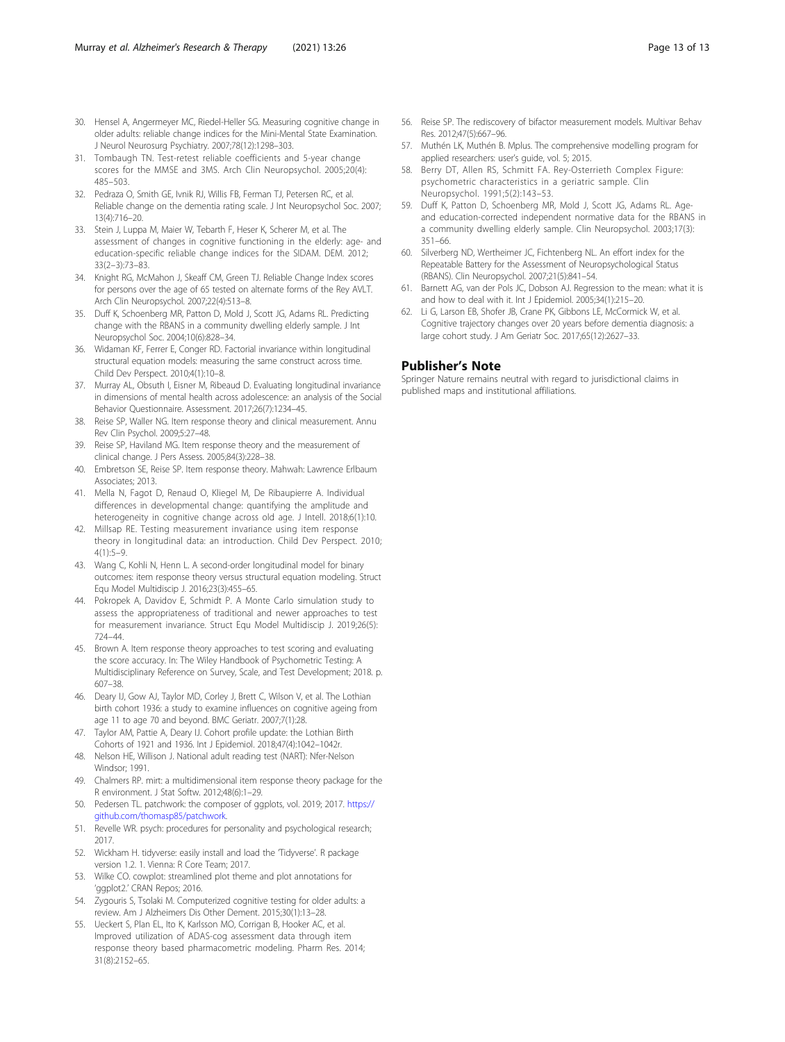30. Hensel A, Angermeyer MC, Riedel-Heller SG. Measuring cognitive change in older adults: reliable change indices for the Mini-Mental State Examination. J Neurol Neurosurg Psychiatry. 2007;78(12):1298–303.
31. Tombaugh TN. Test-retest reliable coefficients and 5-year change scores for the MMSE and 3MS. Arch Clin Neuropsychol. 2005;20(4): 485–503.
32. Pedraza O, Smith GE, Ivnik RJ, Willis FB, Ferman TJ, Petersen RC, et al. Reliable change on the dementia rating scale. J Int Neuropsychol Soc. 2007; 13(4):716–20.
33. Stein J, Luppa M, Maier W, Tebarth F, Heser K, Scherer M, et al. The assessment of changes in cognitive functioning in the elderly: age- and education-specific reliable change indices for the SIDAM. DEM. 2012; 33(2–3):73–83.
34. Knight RG, McMahon J, Skeaff CM, Green TJ. Reliable Change Index scores for persons over the age of 65 tested on alternate forms of the Rey AVLT. Arch Clin Neuropsychol. 2007;22(4):513–8.
35. Duff K, Schoenberg MR, Patton D, Mold J, Scott JG, Adams RL. Predicting change with the RBANS in a community dwelling elderly sample. J Int Neuropsychol Soc. 2004;10(6):828–34.
36. Widaman KF, Ferrer E, Conger RD. Factorial invariance within longitudinal structural equation models: measuring the same construct across time. Child Dev Perspect. 2010;4(1):10–8.
37. Murray AL, Obsuth I, Eisner M, Ribeaud D. Evaluating longitudinal invariance in dimensions of mental health across adolescence: an analysis of the Social Behavior Questionnaire. Assessment. 2017;26(7):1234–45.
38. Reise SP, Waller NG. Item response theory and clinical measurement. Annu Rev Clin Psychol. 2009;5:27–48.
39. Reise SP, Haviland MG. Item response theory and the measurement of clinical change. J Pers Assess. 2005;84(3):228–38.
40. Embretson SE, Reise SP. Item response theory. Mahwah: Lawrence Erlbaum Associates; 2013.
41. Mella N, Fagot D, Renaud O, Kliegel M, De Ribaupierre A. Individual differences in developmental change: quantifying the amplitude and heterogeneity in cognitive change across old age. J Intell. 2018;6(1):10.
42. Millsap RE. Testing measurement invariance using item response theory in longitudinal data: an introduction. Child Dev Perspect. 2010; 4(1):5–9.
43. Wang C, Kohli N, Henn L. A second-order longitudinal model for binary outcomes: item response theory versus structural equation modeling. Struct Equ Model Multidiscip J. 2016;23(3):455–65.
44. Pokropek A, Davidov E, Schmidt P. A Monte Carlo simulation study to assess the appropriateness of traditional and newer approaches to test for measurement invariance. Struct Equ Model Multidiscip J. 2019;26(5): 724–44.
45. Brown A. Item response theory approaches to test scoring and evaluating the score accuracy. In: The Wiley Handbook of Psychometric Testing: A Multidisciplinary Reference on Survey, Scale, and Test Development; 2018. p. 607–38.
46. Deary IJ, Gow AJ, Taylor MD, Corley J, Brett C, Wilson V, et al. The Lothian birth cohort 1936: a study to examine influences on cognitive ageing from age 11 to age 70 and beyond. BMC Geriatr. 2007;7(1):28.
47. Taylor AM, Pattie A, Deary IJ. Cohort profile update: the Lothian Birth Cohorts of 1921 and 1936. Int J Epidemiol. 2018;47(4):1042–1042r.
48. Nelson HE, Willison J. National adult reading test (NART): Nfer-Nelson Windsor; 1991.
49. Chalmers RP. mirt: a multidimensional item response theory package for the R environment. J Stat Softw. 2012;48(6):1–29.
50. Pedersen TL. patchwork: the composer of ggplots, vol. 2019; 2017. https://github.com/thomasp85/patchwork.
51. Revelle WR. psych: procedures for personality and psychological research; 2017.
52. Wickham H. tidyverse: easily install and load the 'Tidyverse'. R package version 1.2. 1. Vienna: R Core Team; 2017.
53. Wilke CO. cowplot: streamlined plot theme and plot annotations for 'ggplot2.' CRAN Repos; 2016.
54. Zygouris S, Tsolaki M. Computerized cognitive testing for older adults: a review. Am J Alzheimers Dis Other Dement. 2015;30(1):13–28.
55. Ueckert S, Plan EL, Ito K, Karlsson MO, Corrigan B, Hooker AC, et al. Improved utilization of ADAS-cog assessment data through item response theory based pharmacometric modeling. Pharm Res. 2014; 31(8):2152–65.
56. Reise SP. The rediscovery of bifactor measurement models. Multivar Behav Res. 2012;47(5):667–96.
57. Muthén LK, Muthén B. Mplus. The comprehensive modelling program for applied researchers: user's guide, vol. 5; 2015.
58. Berry DT, Allen RS, Schmitt FA. Rey-Osterrieth Complex Figure: psychometric characteristics in a geriatric sample. Clin Neuropsychol. 1991;5(2):143–53.
59. Duff K, Patton D, Schoenberg MR, Mold J, Scott JG, Adams RL. Age- and education-corrected independent normative data for the RBANS in a community dwelling elderly sample. Clin Neuropsychol. 2003;17(3): 351–66.
60. Silverberg ND, Wertheimer JC, Fichtenberg NL. An effort index for the Repeatable Battery for the Assessment of Neuropsychological Status (RBANS). Clin Neuropsychol. 2007;21(5):841–54.
61. Barnett AG, van der Pols JC, Dobson AJ. Regression to the mean: what it is and how to deal with it. Int J Epidemiol. 2005;34(1):215–20.
62. Li G, Larson EB, Shofer JB, Crane PK, Gibbons LE, McCormick W, et al. Cognitive trajectory changes over 20 years before dementia diagnosis: a large cohort study. J Am Geriatr Soc. 2017;65(12):2627–33.

## Publisher's Note

Springer Nature remains neutral with regard to jurisdictional claims in published maps and institutional affiliations.